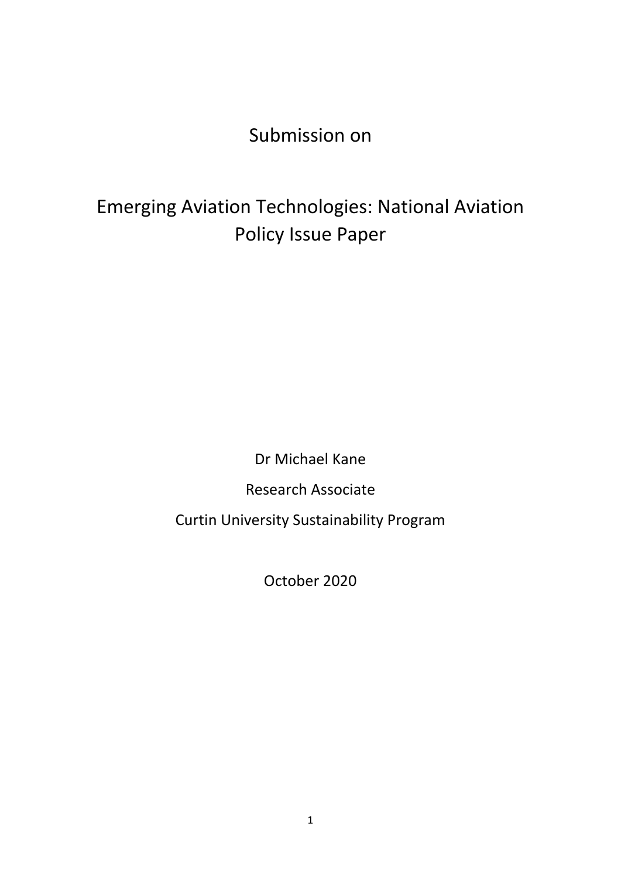# Submission on

# Emerging Aviation Technologies: National Aviation Policy Issue Paper

Dr Michael Kane

Research Associate

Curtin University Sustainability Program

October 2020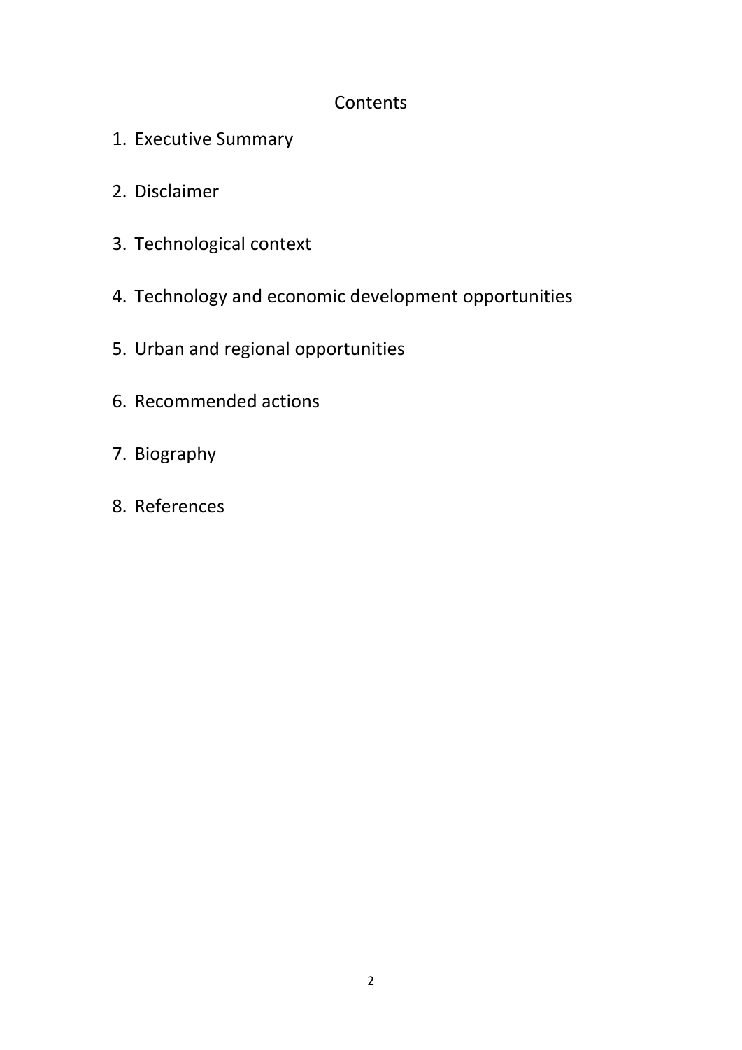# Contents

1. Executive Summary
2. Disclaimer
3. Technological context
4. Technology and economic development opportunities
5. Urban and regional opportunities
6. Recommended actions
7. Biography
8. References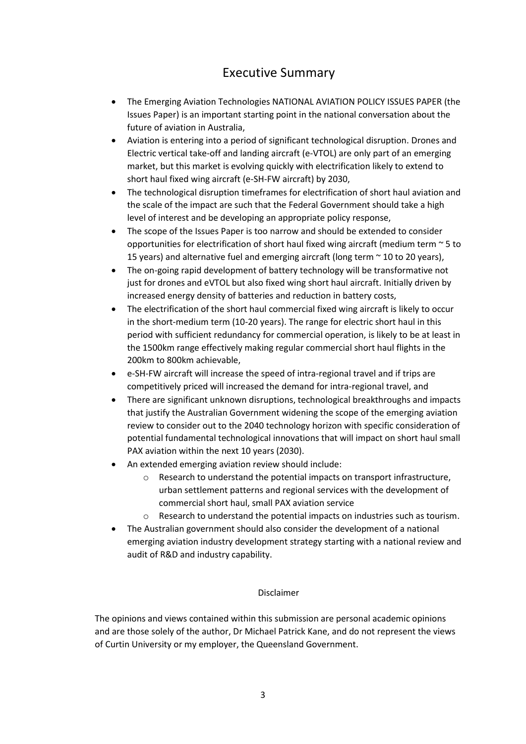# Executive Summary

- The Emerging Aviation Technologies NATIONAL AVIATION POLICY ISSUES PAPER (the Issues Paper) is an important starting point in the national conversation about the future of aviation in Australia,
- Aviation is entering into a period of significant technological disruption. Drones and Electric vertical take-off and landing aircraft (e-VTOL) are only part of an emerging market, but this market is evolving quickly with electrification likely to extend to short haul fixed wing aircraft (e-SH-FW aircraft) by 2030,
- The technological disruption timeframes for electrification of short haul aviation and the scale of the impact are such that the Federal Government should take a high level of interest and be developing an appropriate policy response,
- The scope of the Issues Paper is too narrow and should be extended to consider opportunities for electrification of short haul fixed wing aircraft (medium term ~ 5 to 15 years) and alternative fuel and emerging aircraft (long term ~ 10 to 20 years),
- The on-going rapid development of battery technology will be transformative not just for drones and eVTOL but also fixed wing short haul aircraft. Initially driven by increased energy density of batteries and reduction in battery costs,
- The electrification of the short haul commercial fixed wing aircraft is likely to occur in the short-medium term (10-20 years). The range for electric short haul in this period with sufficient redundancy for commercial operation, is likely to be at least in the 1500km range effectively making regular commercial short haul flights in the 200km to 800km achievable,
- e-SH-FW aircraft will increase the speed of intra-regional travel and if trips are competitively priced will increased the demand for intra-regional travel, and
- There are significant unknown disruptions, technological breakthroughs and impacts that justify the Australian Government widening the scope of the emerging aviation review to consider out to the 2040 technology horizon with specific consideration of potential fundamental technological innovations that will impact on short haul small PAX aviation within the next 10 years (2030).
- An extended emerging aviation review should include:
  - Research to understand the potential impacts on transport infrastructure, urban settlement patterns and regional services with the development of commercial short haul, small PAX aviation service
  - Research to understand the potential impacts on industries such as tourism.
- The Australian government should also consider the development of a national emerging aviation industry development strategy starting with a national review and audit of R&D and industry capability.

Disclaimer

The opinions and views contained within this submission are personal academic opinions and are those solely of the author, Dr Michael Patrick Kane, and do not represent the views of Curtin University or my employer, the Queensland Government.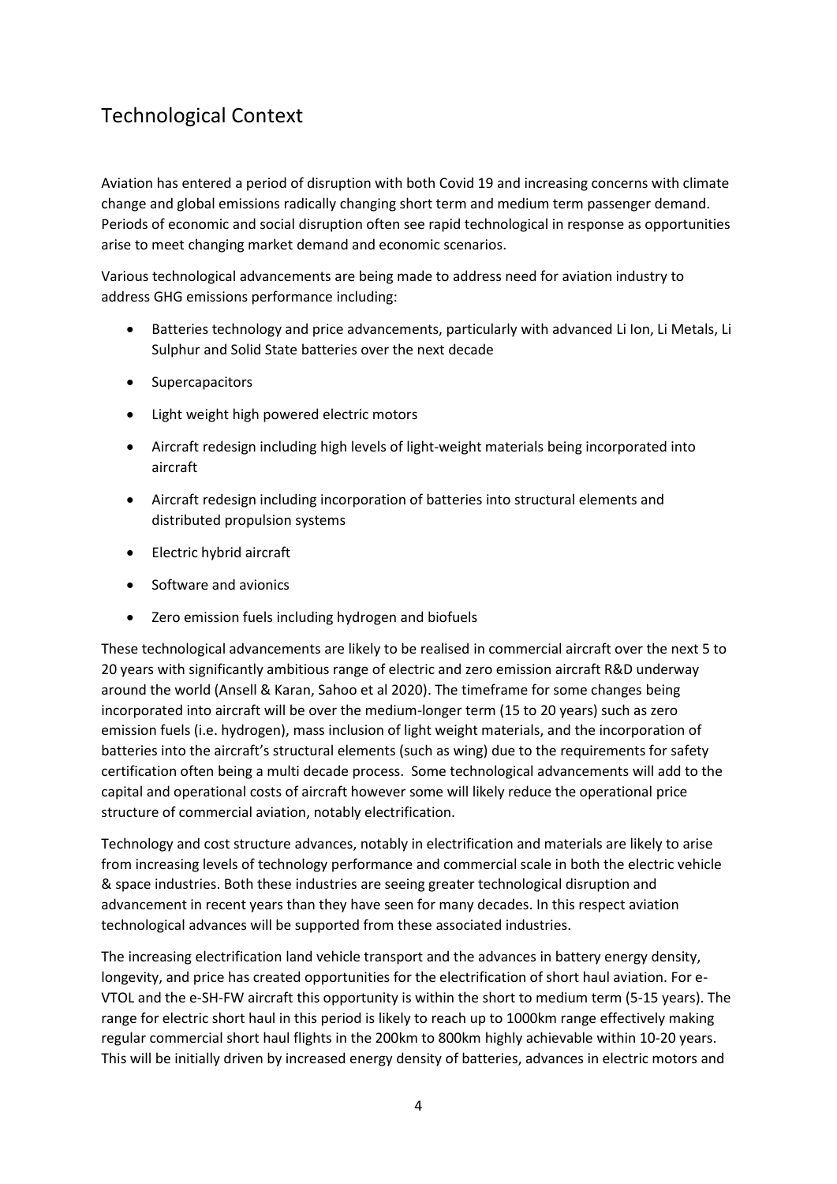## Technological Context

Aviation has entered a period of disruption with both Covid 19 and increasing concerns with climate change and global emissions radically changing short term and medium term passenger demand. Periods of economic and social disruption often see rapid technological in response as opportunities arise to meet changing market demand and economic scenarios.

Various technological advancements are being made to address need for aviation industry to address GHG emissions performance including:

- Batteries technology and price advancements, particularly with advanced Li Ion, Li Metals, Li Sulphur and Solid State batteries over the next decade
- Supercapacitors
- Light weight high powered electric motors
- Aircraft redesign including high levels of light-weight materials being incorporated into aircraft
- Aircraft redesign including incorporation of batteries into structural elements and distributed propulsion systems
- Electric hybrid aircraft
- Software and avionics
- Zero emission fuels including hydrogen and biofuels

These technological advancements are likely to be realised in commercial aircraft over the next 5 to 20 years with significantly ambitious range of electric and zero emission aircraft R&D underway around the world (Ansell & Karan, Sahoo et al 2020). The timeframe for some changes being incorporated into aircraft will be over the medium-longer term (15 to 20 years) such as zero emission fuels (i.e. hydrogen), mass inclusion of light weight materials, and the incorporation of batteries into the aircraft's structural elements (such as wing) due to the requirements for safety certification often being a multi decade process. Some technological advancements will add to the capital and operational costs of aircraft however some will likely reduce the operational price structure of commercial aviation, notably electrification.

Technology and cost structure advances, notably in electrification and materials are likely to arise from increasing levels of technology performance and commercial scale in both the electric vehicle & space industries. Both these industries are seeing greater technological disruption and advancement in recent years than they have seen for many decades. In this respect aviation technological advances will be supported from these associated industries.

The increasing electrification land vehicle transport and the advances in battery energy density, longevity, and price has created opportunities for the electrification of short haul aviation. For e-VTOL and the e-SH-FW aircraft this opportunity is within the short to medium term (5-15 years). The range for electric short haul in this period is likely to reach up to 1000km range effectively making regular commercial short haul flights in the 200km to 800km highly achievable within 10-20 years. This will be initially driven by increased energy density of batteries, advances in electric motors and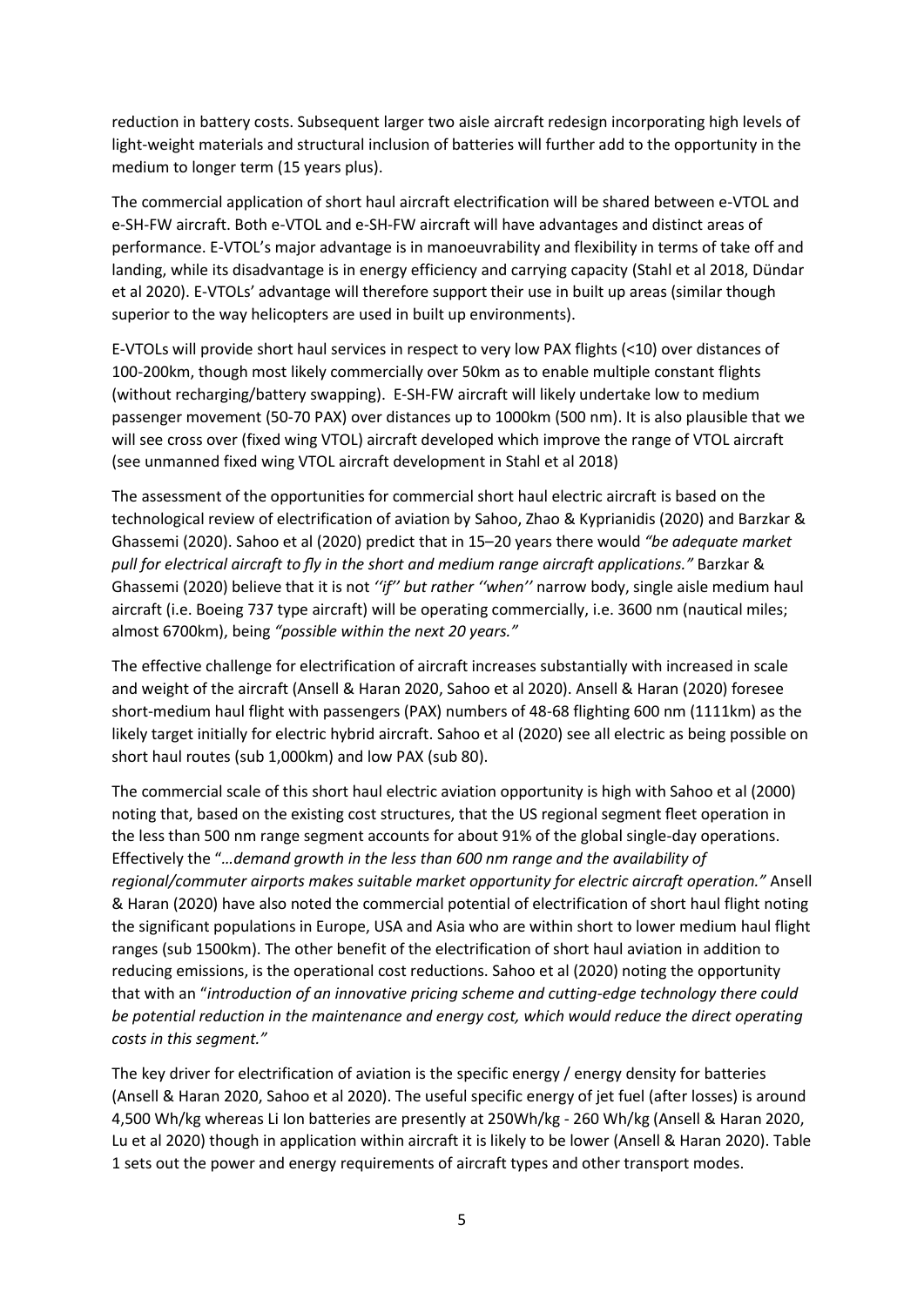reduction in battery costs. Subsequent larger two aisle aircraft redesign incorporating high levels of light-weight materials and structural inclusion of batteries will further add to the opportunity in the medium to longer term (15 years plus).

The commercial application of short haul aircraft electrification will be shared between e-VTOL and e-SH-FW aircraft. Both e-VTOL and e-SH-FW aircraft will have advantages and distinct areas of performance. E-VTOL's major advantage is in manoeuvrability and flexibility in terms of take off and landing, while its disadvantage is in energy efficiency and carrying capacity (Stahl et al 2018, Dündar et al 2020). E-VTOLs' advantage will therefore support their use in built up areas (similar though superior to the way helicopters are used in built up environments).

E-VTOLs will provide short haul services in respect to very low PAX flights (<10) over distances of 100-200km, though most likely commercially over 50km as to enable multiple constant flights (without recharging/battery swapping). E-SH-FW aircraft will likely undertake low to medium passenger movement (50-70 PAX) over distances up to 1000km (500 nm). It is also plausible that we will see cross over (fixed wing VTOL) aircraft developed which improve the range of VTOL aircraft (see unmanned fixed wing VTOL aircraft development in Stahl et al 2018)

The assessment of the opportunities for commercial short haul electric aircraft is based on the technological review of electrification of aviation by Sahoo, Zhao & Kyprianidis (2020) and Barzkar & Ghassemi (2020). Sahoo et al (2020) predict that in 15–20 years there would *"be adequate market pull for electrical aircraft to fly in the short and medium range aircraft applications."* Barzkar & Ghassemi (2020) believe that it is not *''if'' but rather ''when''* narrow body, single aisle medium haul aircraft (i.e. Boeing 737 type aircraft) will be operating commercially, i.e. 3600 nm (nautical miles; almost 6700km), being *"possible within the next 20 years."*

The effective challenge for electrification of aircraft increases substantially with increased in scale and weight of the aircraft (Ansell & Haran 2020, Sahoo et al 2020). Ansell & Haran (2020) foresee short-medium haul flight with passengers (PAX) numbers of 48-68 flighting 600 nm (1111km) as the likely target initially for electric hybrid aircraft. Sahoo et al (2020) see all electric as being possible on short haul routes (sub 1,000km) and low PAX (sub 80).

The commercial scale of this short haul electric aviation opportunity is high with Sahoo et al (2000) noting that, based on the existing cost structures, that the US regional segment fleet operation in the less than 500 nm range segment accounts for about 91% of the global single-day operations. Effectively the "*…demand growth in the less than 600 nm range and the availability of regional/commuter airports makes suitable market opportunity for electric aircraft operation."* Ansell & Haran (2020) have also noted the commercial potential of electrification of short haul flight noting the significant populations in Europe, USA and Asia who are within short to lower medium haul flight ranges (sub 1500km). The other benefit of the electrification of short haul aviation in addition to reducing emissions, is the operational cost reductions. Sahoo et al (2020) noting the opportunity that with an "*introduction of an innovative pricing scheme and cutting-edge technology there could be potential reduction in the maintenance and energy cost, which would reduce the direct operating costs in this segment."*

The key driver for electrification of aviation is the specific energy / energy density for batteries (Ansell & Haran 2020, Sahoo et al 2020). The useful specific energy of jet fuel (after losses) is around 4,500 Wh/kg whereas Li Ion batteries are presently at 250Wh/kg - 260 Wh/kg (Ansell & Haran 2020, Lu et al 2020) though in application within aircraft it is likely to be lower (Ansell & Haran 2020). Table 1 sets out the power and energy requirements of aircraft types and other transport modes.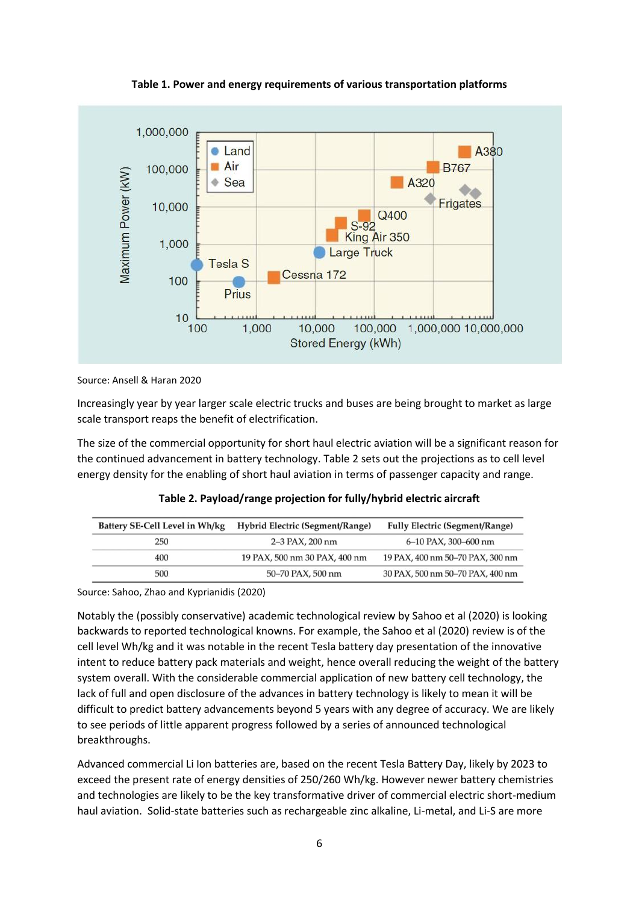**Table 1. Power and energy requirements of various transportation platforms**

Source: Ansell & Haran 2020

Increasingly year by year larger scale electric trucks and buses are being brought to market as large scale transport reaps the benefit of electrification.

The size of the commercial opportunity for short haul electric aviation will be a significant reason for the continued advancement in battery technology. Table 2 sets out the projections as to cell level energy density for the enabling of short haul aviation in terms of passenger capacity and range.

**Table 2. Payload/range projection for fully/hybrid electric aircraft**

| Battery SE-Cell Level in Wh/kg | Hybrid Electric (Segment/Range) | Fully Electric (Segment/Range) |
|---|---|---|
| 250 | 2–3 PAX, 200 nm | 6–10 PAX, 300–600 nm |
| 400 | 19 PAX, 500 nm 30 PAX, 400 nm | 19 PAX, 400 nm 50–70 PAX, 300 nm |
| 500 | 50–70 PAX, 500 nm | 30 PAX, 500 nm 50–70 PAX, 400 nm |

Source: Sahoo, Zhao and Kyprianidis (2020)

Notably the (possibly conservative) academic technological review by Sahoo et al (2020) is looking backwards to reported technological knowns. For example, the Sahoo et al (2020) review is of the cell level Wh/kg and it was notable in the recent Tesla battery day presentation of the innovative intent to reduce battery pack materials and weight, hence overall reducing the weight of the battery system overall. With the considerable commercial application of new battery cell technology, the lack of full and open disclosure of the advances in battery technology is likely to mean it will be difficult to predict battery advancements beyond 5 years with any degree of accuracy. We are likely to see periods of little apparent progress followed by a series of announced technological breakthroughs.

Advanced commercial Li Ion batteries are, based on the recent Tesla Battery Day, likely by 2023 to exceed the present rate of energy densities of 250/260 Wh/kg. However newer battery chemistries and technologies are likely to be the key transformative driver of commercial electric short-medium haul aviation. Solid-state batteries such as rechargeable zinc alkaline, Li-metal, and Li-S are more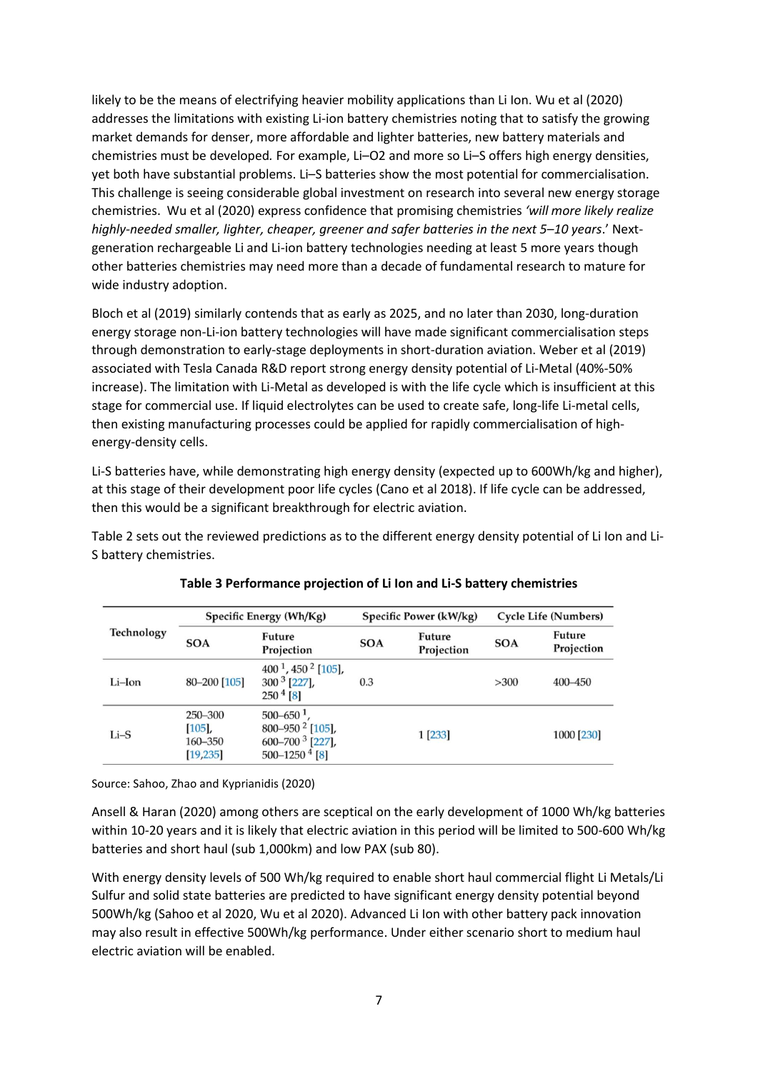likely to be the means of electrifying heavier mobility applications than Li Ion. Wu et al (2020) addresses the limitations with existing Li-ion battery chemistries noting that to satisfy the growing market demands for denser, more affordable and lighter batteries, new battery materials and chemistries must be developed. For example, Li–O2 and more so Li–S offers high energy densities, yet both have substantial problems. Li–S batteries show the most potential for commercialisation. This challenge is seeing considerable global investment on research into several new energy storage chemistries. Wu et al (2020) express confidence that promising chemistries *'will more likely realize highly-needed smaller, lighter, cheaper, greener and safer batteries in the next 5–10 years*.' Next-generation rechargeable Li and Li-ion battery technologies needing at least 5 more years though other batteries chemistries may need more than a decade of fundamental research to mature for wide industry adoption.

Bloch et al (2019) similarly contends that as early as 2025, and no later than 2030, long-duration energy storage non-Li-ion battery technologies will have made significant commercialisation steps through demonstration to early-stage deployments in short-duration aviation. Weber et al (2019) associated with Tesla Canada R&D report strong energy density potential of Li-Metal (40%-50% increase). The limitation with Li-Metal as developed is with the life cycle which is insufficient at this stage for commercial use. If liquid electrolytes can be used to create safe, long-life Li-metal cells, then existing manufacturing processes could be applied for rapidly commercialisation of high-energy-density cells.

Li-S batteries have, while demonstrating high energy density (expected up to 600Wh/kg and higher), at this stage of their development poor life cycles (Cano et al 2018). If life cycle can be addressed, then this would be a significant breakthrough for electric aviation.

Table 2 sets out the reviewed predictions as to the different energy density potential of Li Ion and Li-S battery chemistries.

**Table 3 Performance projection of Li Ion and Li-S battery chemistries**

| Technology | Specific Energy (Wh/Kg) | | Specific Power (kW/kg) | | Cycle Life (Numbers) | |
|---|---|---|---|---|---|---|
| | SOA | Future Projection | SOA | Future Projection | SOA | Future Projection |
| Li–Ion | 80–200 [105] | 400 [1], 450 [2] [105], 300 [3] [227], 250 [4] [8] | 0.3 | | >300 | 400–450 |
| Li–S | 250–300 [105], 160–350 [19,235] | 500–650 [1], 800–950 [2] [105], 600–700 [3] [227], 500–1250 [4] [8] | | 1 [233] | | 1000 [230] |

Source: Sahoo, Zhao and Kyprianidis (2020)

Ansell & Haran (2020) among others are sceptical on the early development of 1000 Wh/kg batteries within 10-20 years and it is likely that electric aviation in this period will be limited to 500-600 Wh/kg batteries and short haul (sub 1,000km) and low PAX (sub 80).

With energy density levels of 500 Wh/kg required to enable short haul commercial flight Li Metals/Li Sulfur and solid state batteries are predicted to have significant energy density potential beyond 500Wh/kg (Sahoo et al 2020, Wu et al 2020). Advanced Li Ion with other battery pack innovation may also result in effective 500Wh/kg performance. Under either scenario short to medium haul electric aviation will be enabled.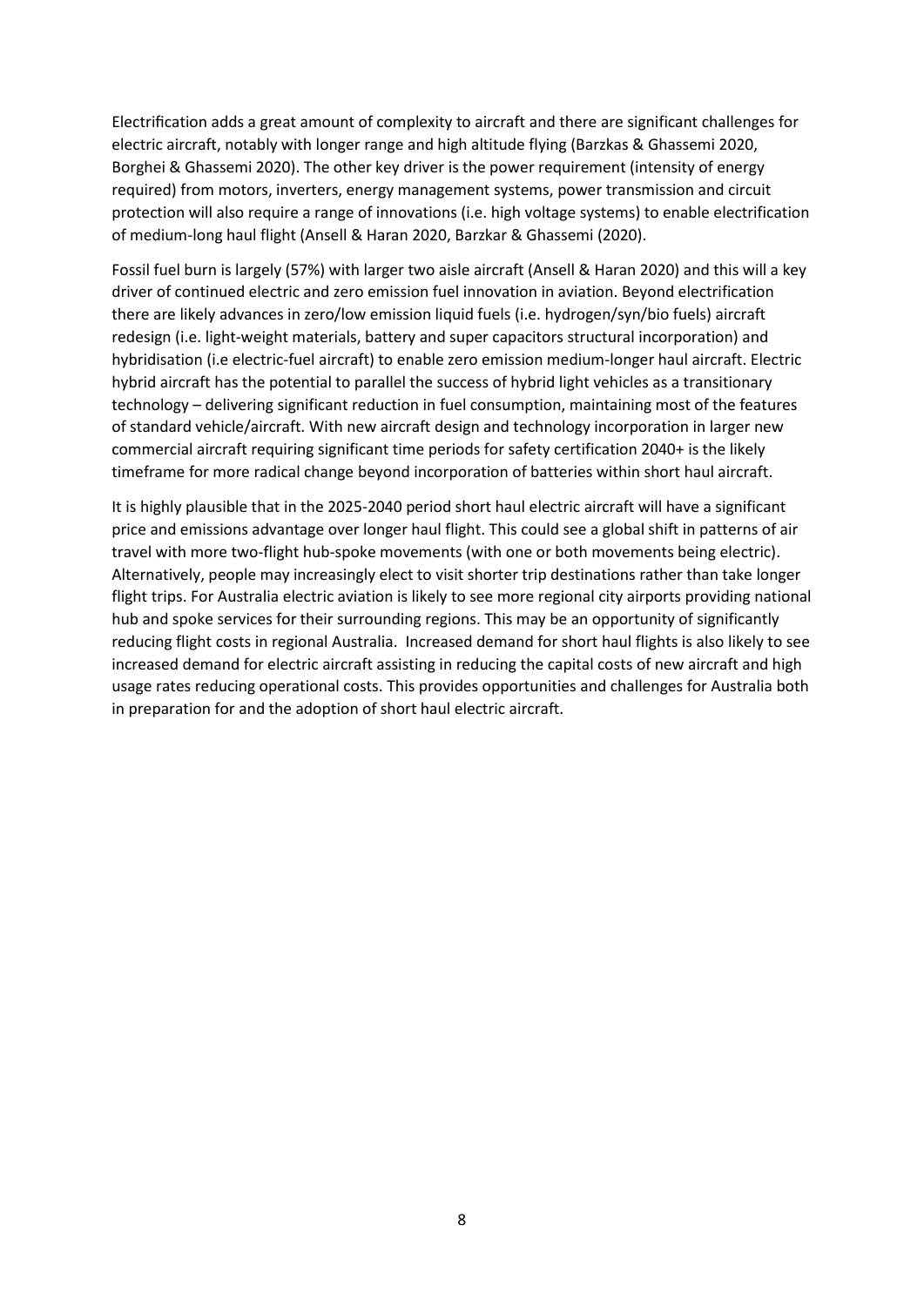Electrification adds a great amount of complexity to aircraft and there are significant challenges for electric aircraft, notably with longer range and high altitude flying (Barzkas & Ghassemi 2020, Borghei & Ghassemi 2020). The other key driver is the power requirement (intensity of energy required) from motors, inverters, energy management systems, power transmission and circuit protection will also require a range of innovations (i.e. high voltage systems) to enable electrification of medium-long haul flight (Ansell & Haran 2020, Barzkar & Ghassemi (2020).

Fossil fuel burn is largely (57%) with larger two aisle aircraft (Ansell & Haran 2020) and this will a key driver of continued electric and zero emission fuel innovation in aviation. Beyond electrification there are likely advances in zero/low emission liquid fuels (i.e. hydrogen/syn/bio fuels) aircraft redesign (i.e. light-weight materials, battery and super capacitors structural incorporation) and hybridisation (i.e electric-fuel aircraft) to enable zero emission medium-longer haul aircraft. Electric hybrid aircraft has the potential to parallel the success of hybrid light vehicles as a transitionary technology – delivering significant reduction in fuel consumption, maintaining most of the features of standard vehicle/aircraft. With new aircraft design and technology incorporation in larger new commercial aircraft requiring significant time periods for safety certification 2040+ is the likely timeframe for more radical change beyond incorporation of batteries within short haul aircraft.

It is highly plausible that in the 2025-2040 period short haul electric aircraft will have a significant price and emissions advantage over longer haul flight. This could see a global shift in patterns of air travel with more two-flight hub-spoke movements (with one or both movements being electric). Alternatively, people may increasingly elect to visit shorter trip destinations rather than take longer flight trips. For Australia electric aviation is likely to see more regional city airports providing national hub and spoke services for their surrounding regions. This may be an opportunity of significantly reducing flight costs in regional Australia. Increased demand for short haul flights is also likely to see increased demand for electric aircraft assisting in reducing the capital costs of new aircraft and high usage rates reducing operational costs. This provides opportunities and challenges for Australia both in preparation for and the adoption of short haul electric aircraft.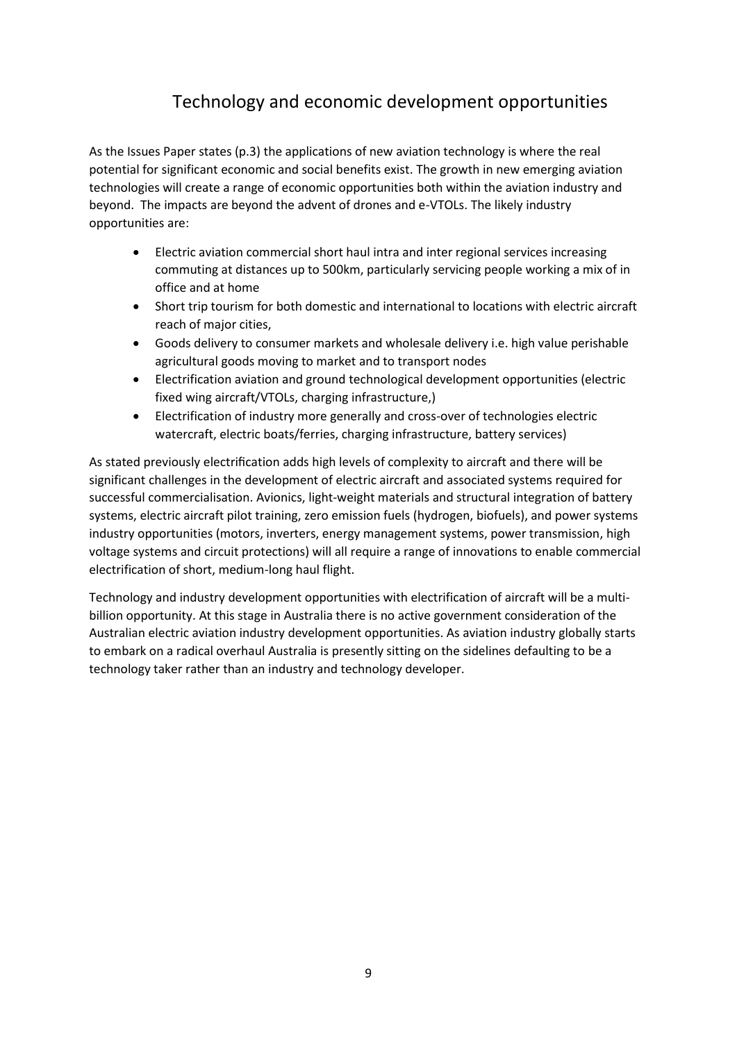## Technology and economic development opportunities

As the Issues Paper states (p.3) the applications of new aviation technology is where the real potential for significant economic and social benefits exist. The growth in new emerging aviation technologies will create a range of economic opportunities both within the aviation industry and beyond. The impacts are beyond the advent of drones and e-VTOLs. The likely industry opportunities are:

- Electric aviation commercial short haul intra and inter regional services increasing commuting at distances up to 500km, particularly servicing people working a mix of in office and at home
- Short trip tourism for both domestic and international to locations with electric aircraft reach of major cities,
- Goods delivery to consumer markets and wholesale delivery i.e. high value perishable agricultural goods moving to market and to transport nodes
- Electrification aviation and ground technological development opportunities (electric fixed wing aircraft/VTOLs, charging infrastructure,)
- Electrification of industry more generally and cross-over of technologies electric watercraft, electric boats/ferries, charging infrastructure, battery services)

As stated previously electrification adds high levels of complexity to aircraft and there will be significant challenges in the development of electric aircraft and associated systems required for successful commercialisation. Avionics, light-weight materials and structural integration of battery systems, electric aircraft pilot training, zero emission fuels (hydrogen, biofuels), and power systems industry opportunities (motors, inverters, energy management systems, power transmission, high voltage systems and circuit protections) will all require a range of innovations to enable commercial electrification of short, medium-long haul flight.

Technology and industry development opportunities with electrification of aircraft will be a multi-billion opportunity. At this stage in Australia there is no active government consideration of the Australian electric aviation industry development opportunities. As aviation industry globally starts to embark on a radical overhaul Australia is presently sitting on the sidelines defaulting to be a technology taker rather than an industry and technology developer.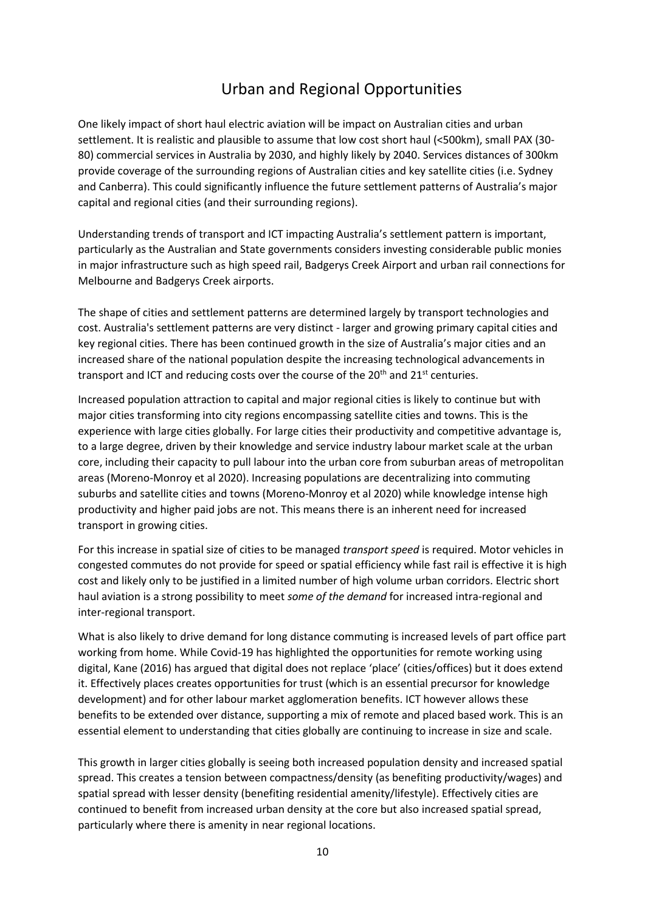## Urban and Regional Opportunities

One likely impact of short haul electric aviation will be impact on Australian cities and urban settlement. It is realistic and plausible to assume that low cost short haul (<500km), small PAX (30-80) commercial services in Australia by 2030, and highly likely by 2040. Services distances of 300km provide coverage of the surrounding regions of Australian cities and key satellite cities (i.e. Sydney and Canberra). This could significantly influence the future settlement patterns of Australia's major capital and regional cities (and their surrounding regions).

Understanding trends of transport and ICT impacting Australia's settlement pattern is important, particularly as the Australian and State governments considers investing considerable public monies in major infrastructure such as high speed rail, Badgerys Creek Airport and urban rail connections for Melbourne and Badgerys Creek airports.

The shape of cities and settlement patterns are determined largely by transport technologies and cost. Australia's settlement patterns are very distinct - larger and growing primary capital cities and key regional cities. There has been continued growth in the size of Australia's major cities and an increased share of the national population despite the increasing technological advancements in transport and ICT and reducing costs over the course of the 20th and 21st centuries.

Increased population attraction to capital and major regional cities is likely to continue but with major cities transforming into city regions encompassing satellite cities and towns. This is the experience with large cities globally. For large cities their productivity and competitive advantage is, to a large degree, driven by their knowledge and service industry labour market scale at the urban core, including their capacity to pull labour into the urban core from suburban areas of metropolitan areas (Moreno-Monroy et al 2020). Increasing populations are decentralizing into commuting suburbs and satellite cities and towns (Moreno-Monroy et al 2020) while knowledge intense high productivity and higher paid jobs are not. This means there is an inherent need for increased transport in growing cities.

For this increase in spatial size of cities to be managed *transport speed* is required. Motor vehicles in congested commutes do not provide for speed or spatial efficiency while fast rail is effective it is high cost and likely only to be justified in a limited number of high volume urban corridors. Electric short haul aviation is a strong possibility to meet *some of the demand* for increased intra-regional and inter-regional transport.

What is also likely to drive demand for long distance commuting is increased levels of part office part working from home. While Covid-19 has highlighted the opportunities for remote working using digital, Kane (2016) has argued that digital does not replace 'place' (cities/offices) but it does extend it. Effectively places creates opportunities for trust (which is an essential precursor for knowledge development) and for other labour market agglomeration benefits. ICT however allows these benefits to be extended over distance, supporting a mix of remote and placed based work. This is an essential element to understanding that cities globally are continuing to increase in size and scale.

This growth in larger cities globally is seeing both increased population density and increased spatial spread. This creates a tension between compactness/density (as benefiting productivity/wages) and spatial spread with lesser density (benefiting residential amenity/lifestyle). Effectively cities are continued to benefit from increased urban density at the core but also increased spatial spread, particularly where there is amenity in near regional locations.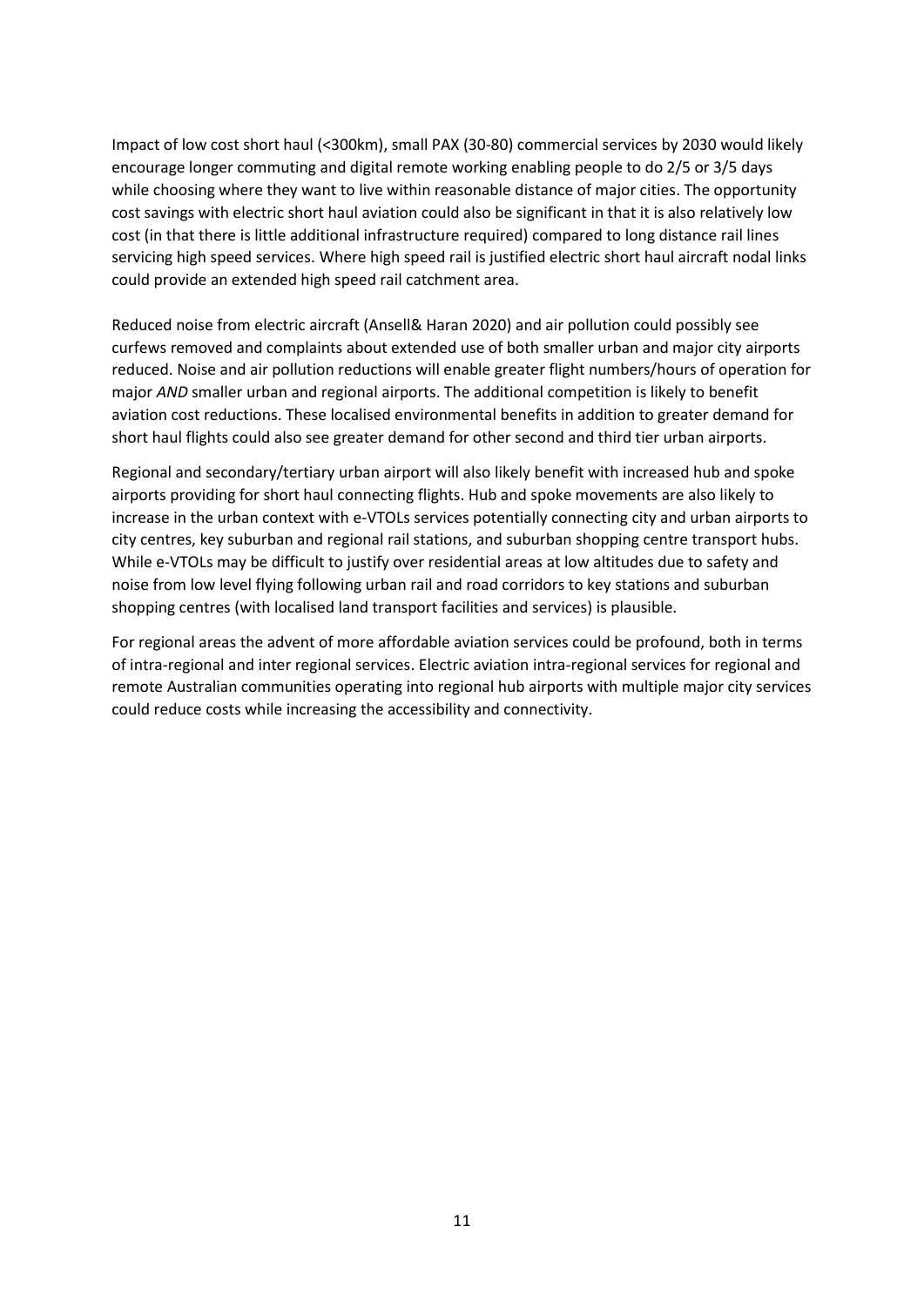Impact of low cost short haul (<300km), small PAX (30-80) commercial services by 2030 would likely encourage longer commuting and digital remote working enabling people to do 2/5 or 3/5 days while choosing where they want to live within reasonable distance of major cities. The opportunity cost savings with electric short haul aviation could also be significant in that it is also relatively low cost (in that there is little additional infrastructure required) compared to long distance rail lines servicing high speed services. Where high speed rail is justified electric short haul aircraft nodal links could provide an extended high speed rail catchment area.

Reduced noise from electric aircraft (Ansell& Haran 2020) and air pollution could possibly see curfews removed and complaints about extended use of both smaller urban and major city airports reduced. Noise and air pollution reductions will enable greater flight numbers/hours of operation for major *AND* smaller urban and regional airports. The additional competition is likely to benefit aviation cost reductions. These localised environmental benefits in addition to greater demand for short haul flights could also see greater demand for other second and third tier urban airports.

Regional and secondary/tertiary urban airport will also likely benefit with increased hub and spoke airports providing for short haul connecting flights. Hub and spoke movements are also likely to increase in the urban context with e-VTOLs services potentially connecting city and urban airports to city centres, key suburban and regional rail stations, and suburban shopping centre transport hubs. While e-VTOLs may be difficult to justify over residential areas at low altitudes due to safety and noise from low level flying following urban rail and road corridors to key stations and suburban shopping centres (with localised land transport facilities and services) is plausible.

For regional areas the advent of more affordable aviation services could be profound, both in terms of intra-regional and inter regional services. Electric aviation intra-regional services for regional and remote Australian communities operating into regional hub airports with multiple major city services could reduce costs while increasing the accessibility and connectivity.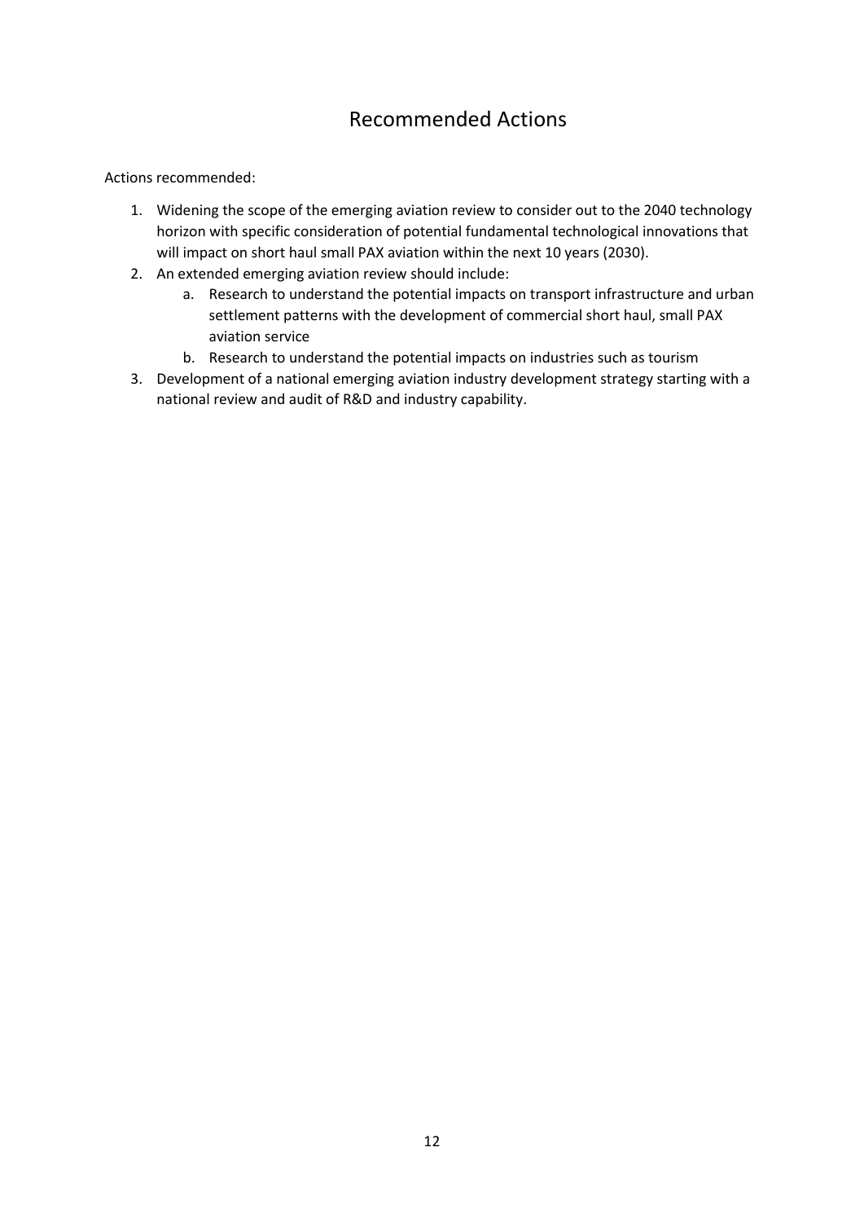# Recommended Actions

Actions recommended:

1. Widening the scope of the emerging aviation review to consider out to the 2040 technology horizon with specific consideration of potential fundamental technological innovations that will impact on short haul small PAX aviation within the next 10 years (2030).
2. An extended emerging aviation review should include:
    a. Research to understand the potential impacts on transport infrastructure and urban settlement patterns with the development of commercial short haul, small PAX aviation service
    b. Research to understand the potential impacts on industries such as tourism
3. Development of a national emerging aviation industry development strategy starting with a national review and audit of R&D and industry capability.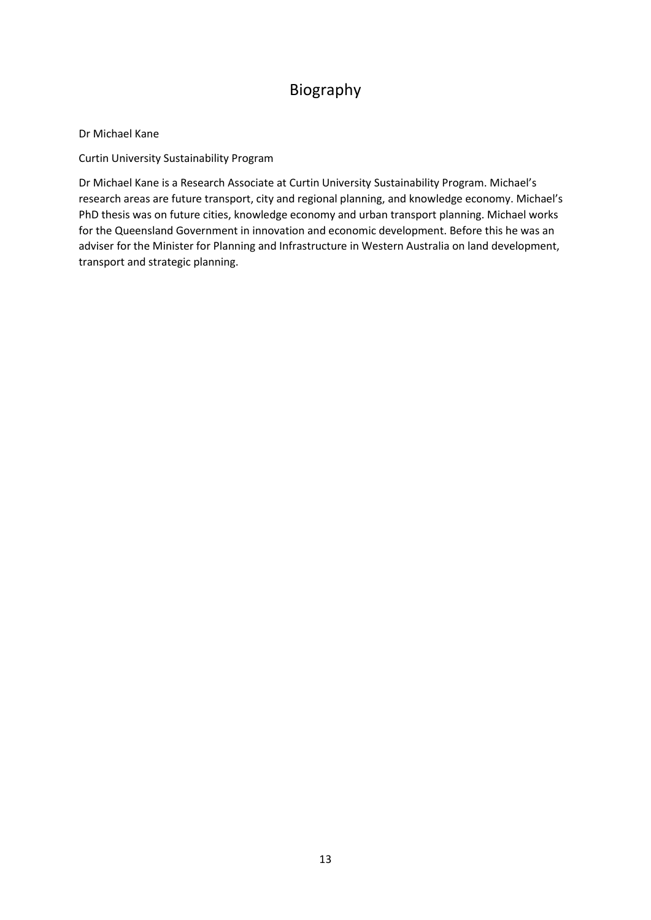# Biography

Dr Michael Kane

Curtin University Sustainability Program

Dr Michael Kane is a Research Associate at Curtin University Sustainability Program. Michael's research areas are future transport, city and regional planning, and knowledge economy. Michael's PhD thesis was on future cities, knowledge economy and urban transport planning. Michael works for the Queensland Government in innovation and economic development. Before this he was an adviser for the Minister for Planning and Infrastructure in Western Australia on land development, transport and strategic planning.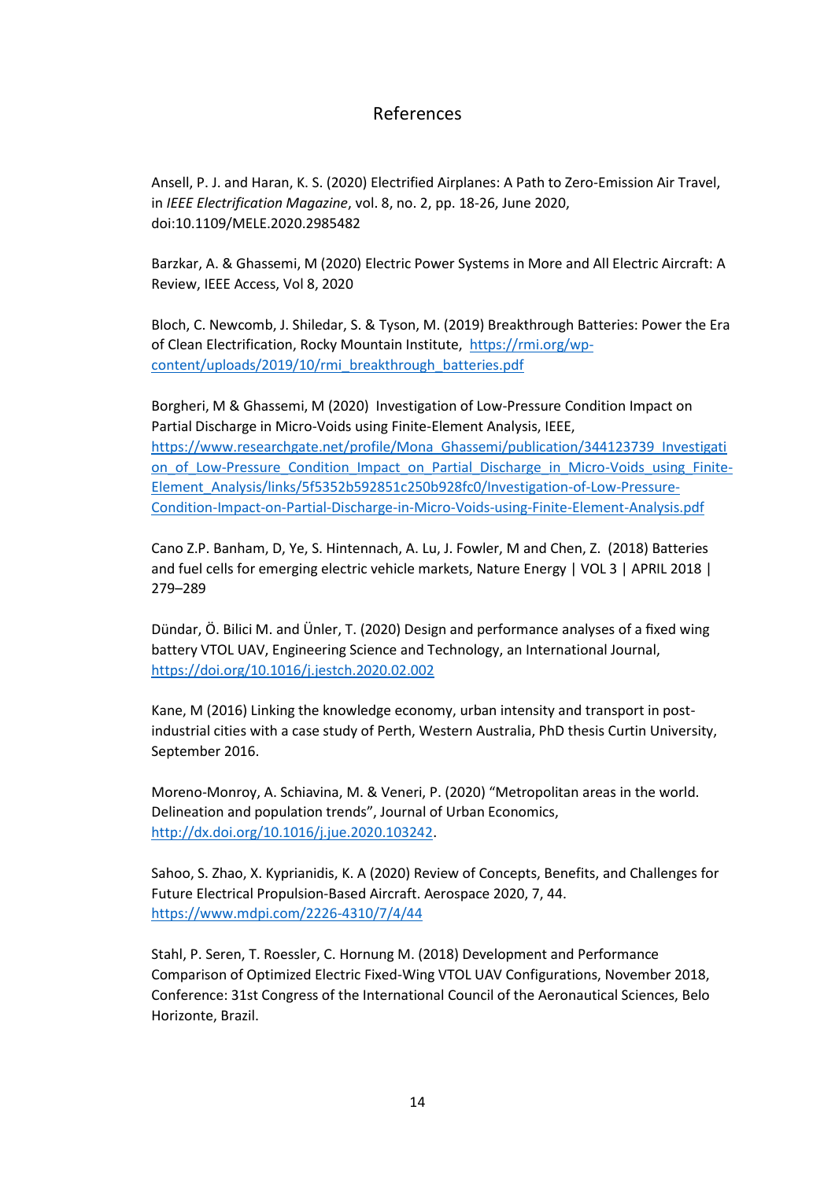# References

Ansell, P. J. and Haran, K. S. (2020) Electrified Airplanes: A Path to Zero-Emission Air Travel, in *IEEE Electrification Magazine*, vol. 8, no. 2, pp. 18-26, June 2020, doi:10.1109/MELE.2020.2985482

Barzkar, A. & Ghassemi, M (2020) Electric Power Systems in More and All Electric Aircraft: A Review, IEEE Access, Vol 8, 2020

Bloch, C. Newcomb, J. Shiledar, S. & Tyson, M. (2019) Breakthrough Batteries: Power the Era of Clean Electrification, Rocky Mountain Institute, https://rmi.org/wp-content/uploads/2019/10/rmi_breakthrough_batteries.pdf

Borgheri, M & Ghassemi, M (2020) Investigation of Low-Pressure Condition Impact on Partial Discharge in Micro-Voids using Finite-Element Analysis, IEEE, https://www.researchgate.net/profile/Mona_Ghassemi/publication/344123739_Investigation_of_Low-Pressure_Condition_Impact_on_Partial_Discharge_in_Micro-Voids_using_Finite-Element_Analysis/links/5f5352b592851c250b928fc0/Investigation-of-Low-Pressure-Condition-Impact-on-Partial-Discharge-in-Micro-Voids-using-Finite-Element-Analysis.pdf

Cano Z.P. Banham, D, Ye, S. Hintennach, A. Lu, J. Fowler, M and Chen, Z. (2018) Batteries and fuel cells for emerging electric vehicle markets, Nature Energy | VOL 3 | APRIL 2018 | 279–289

Dündar, Ö. Bilici M. and Ünler, T. (2020) Design and performance analyses of a fixed wing battery VTOL UAV, Engineering Science and Technology, an International Journal, https://doi.org/10.1016/j.jestch.2020.02.002

Kane, M (2016) Linking the knowledge economy, urban intensity and transport in post-industrial cities with a case study of Perth, Western Australia, PhD thesis Curtin University, September 2016.

Moreno-Monroy, A. Schiavina, M. & Veneri, P. (2020) “Metropolitan areas in the world. Delineation and population trends”, Journal of Urban Economics, http://dx.doi.org/10.1016/j.jue.2020.103242.

Sahoo, S. Zhao, X. Kyprianidis, K. A (2020) Review of Concepts, Benefits, and Challenges for Future Electrical Propulsion-Based Aircraft. Aerospace 2020, 7, 44. https://www.mdpi.com/2226-4310/7/4/44

Stahl, P. Seren, T. Roessler, C. Hornung M. (2018) Development and Performance Comparison of Optimized Electric Fixed-Wing VTOL UAV Configurations, November 2018, Conference: 31st Congress of the International Council of the Aeronautical Sciences, Belo Horizonte, Brazil.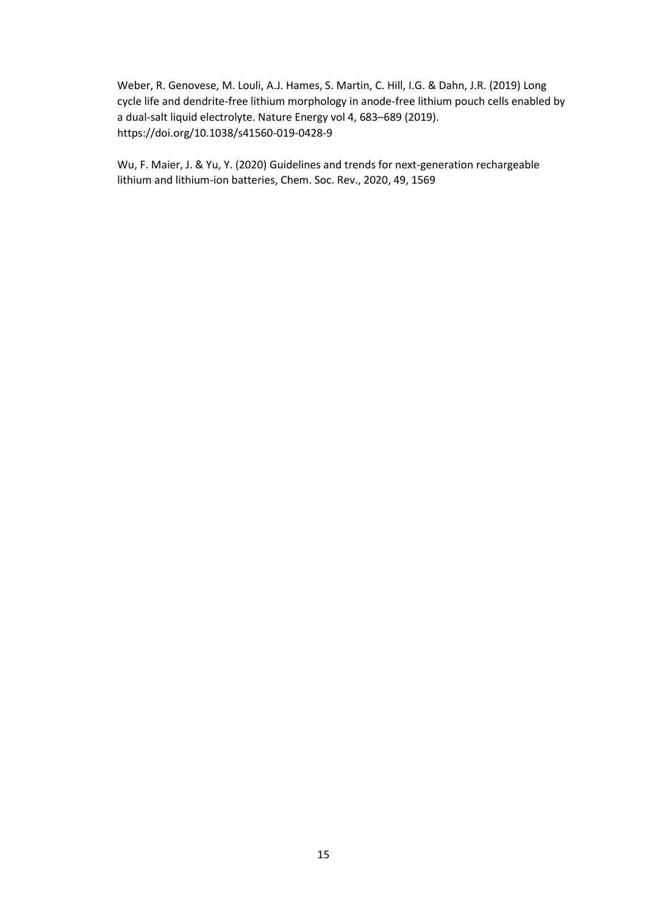Weber, R. Genovese, M. Louli, A.J. Hames, S. Martin, C. Hill, I.G. & Dahn, J.R. (2019) Long cycle life and dendrite-free lithium morphology in anode-free lithium pouch cells enabled by a dual-salt liquid electrolyte. Nature Energy vol 4, 683–689 (2019). https://doi.org/10.1038/s41560-019-0428-9

Wu, F. Maier, J. & Yu, Y. (2020) Guidelines and trends for next-generation rechargeable lithium and lithium-ion batteries, Chem. Soc. Rev., 2020, 49, 1569